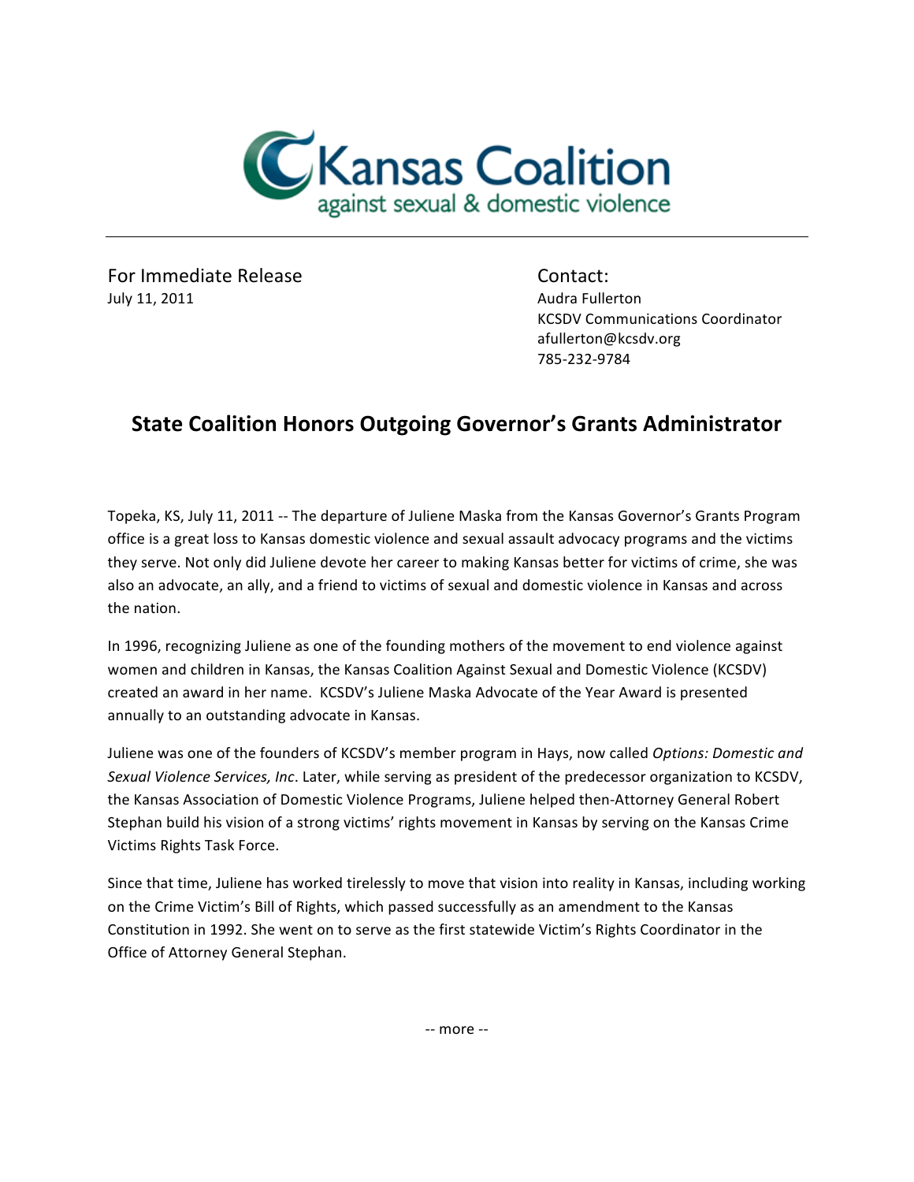Kansas Coalition
against sexual & domestic violence

For Immediate Release
July 11, 2011

Contact:
Audra Fullerton
KCSDV Communications Coordinator
afullerton@kcsdv.org
785-232-9784

# State Coalition Honors Outgoing Governor's Grants Administrator

Topeka, KS, July 11, 2011 -- The departure of Juliene Maska from the Kansas Governor's Grants Program office is a great loss to Kansas domestic violence and sexual assault advocacy programs and the victims they serve. Not only did Juliene devote her career to making Kansas better for victims of crime, she was also an advocate, an ally, and a friend to victims of sexual and domestic violence in Kansas and across the nation.

In 1996, recognizing Juliene as one of the founding mothers of the movement to end violence against women and children in Kansas, the Kansas Coalition Against Sexual and Domestic Violence (KCSDV) created an award in her name. KCSDV's Juliene Maska Advocate of the Year Award is presented annually to an outstanding advocate in Kansas.

Juliene was one of the founders of KCSDV's member program in Hays, now called *Options: Domestic and Sexual Violence Services, Inc*. Later, while serving as president of the predecessor organization to KCSDV, the Kansas Association of Domestic Violence Programs, Juliene helped then-Attorney General Robert Stephan build his vision of a strong victims' rights movement in Kansas by serving on the Kansas Crime Victims Rights Task Force.

Since that time, Juliene has worked tirelessly to move that vision into reality in Kansas, including working on the Crime Victim's Bill of Rights, which passed successfully as an amendment to the Kansas Constitution in 1992. She went on to serve as the first statewide Victim's Rights Coordinator in the Office of Attorney General Stephan.

-- more --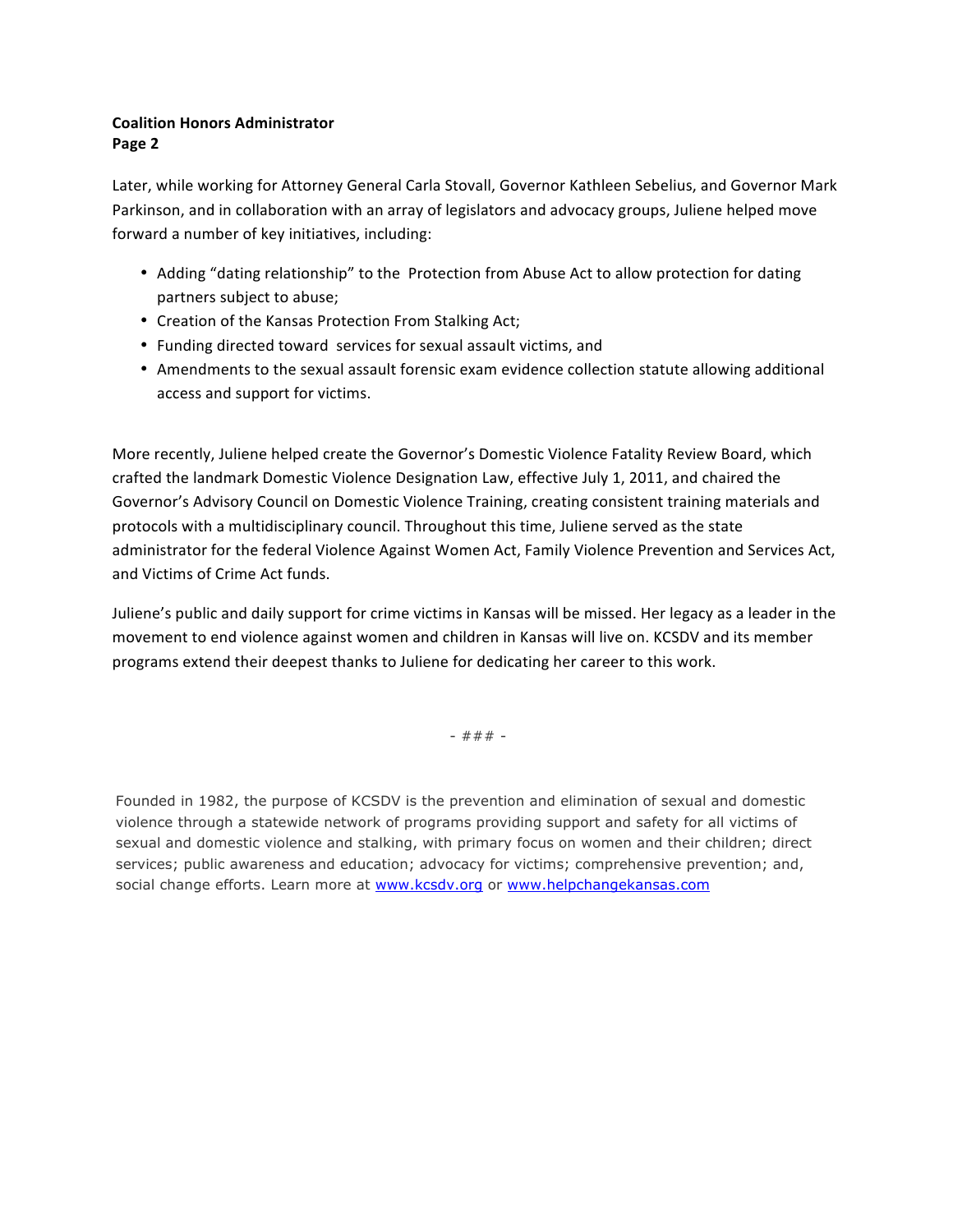Later, while working for Attorney General Carla Stovall, Governor Kathleen Sebelius, and Governor Mark Parkinson, and in collaboration with an array of legislators and advocacy groups, Juliene helped move forward a number of key initiatives, including:

- Adding "dating relationship" to the Protection from Abuse Act to allow protection for dating partners subject to abuse;
- Creation of the Kansas Protection From Stalking Act;
- Funding directed toward services for sexual assault victims, and
- Amendments to the sexual assault forensic exam evidence collection statute allowing additional access and support for victims.

More recently, Juliene helped create the Governor's Domestic Violence Fatality Review Board, which crafted the landmark Domestic Violence Designation Law, effective July 1, 2011, and chaired the Governor's Advisory Council on Domestic Violence Training, creating consistent training materials and protocols with a multidisciplinary council. Throughout this time, Juliene served as the state administrator for the federal Violence Against Women Act, Family Violence Prevention and Services Act, and Victims of Crime Act funds.

Juliene's public and daily support for crime victims in Kansas will be missed. Her legacy as a leader in the movement to end violence against women and children in Kansas will live on. KCSDV and its member programs extend their deepest thanks to Juliene for dedicating her career to this work.

- ### -

Founded in 1982, the purpose of KCSDV is the prevention and elimination of sexual and domestic violence through a statewide network of programs providing support and safety for all victims of sexual and domestic violence and stalking, with primary focus on women and their children; direct services; public awareness and education; advocacy for victims; comprehensive prevention; and, social change efforts. Learn more at www.kcsdv.org or www.helpchangekansas.com